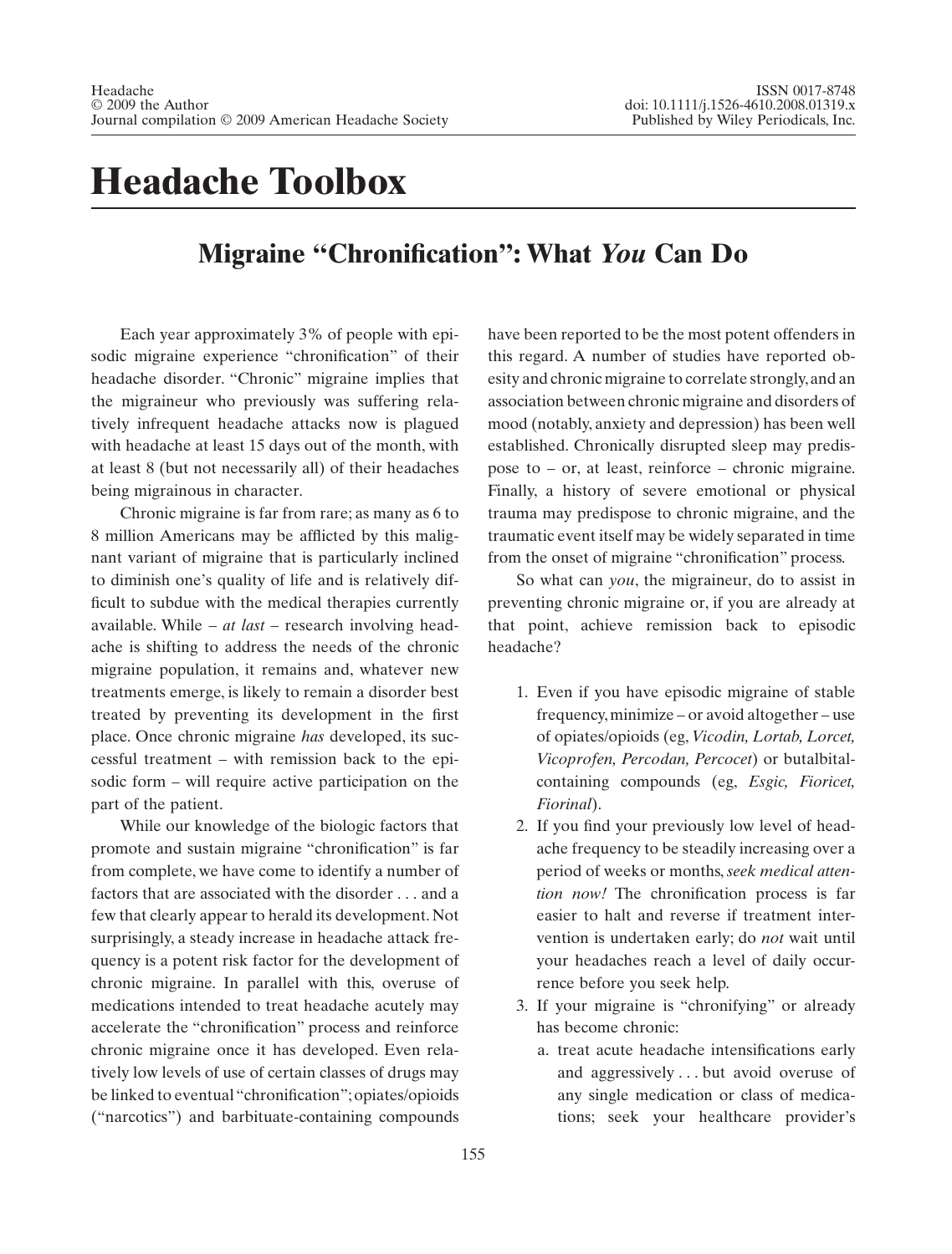# Headache Toolbox

## Migraine "Chronification": What *You* Can Do

Each year approximately 3% of people with episodic migraine experience "chronification" of their headache disorder. "Chronic" migraine implies that the migraineur who previously was suffering relatively infrequent headache attacks now is plagued with headache at least 15 days out of the month, with at least 8 (but not necessarily all) of their headaches being migrainous in character.

Chronic migraine is far from rare; as many as 6 to 8 million Americans may be afflicted by this malignant variant of migraine that is particularly inclined to diminish one's quality of life and is relatively difficult to subdue with the medical therapies currently available. While – *at last* – research involving headache is shifting to address the needs of the chronic migraine population, it remains and, whatever new treatments emerge, is likely to remain a disorder best treated by preventing its development in the first place. Once chronic migraine *has* developed, its successful treatment – with remission back to the episodic form – will require active participation on the part of the patient.

While our knowledge of the biologic factors that promote and sustain migraine "chronification" is far from complete, we have come to identify a number of factors that are associated with the disorder . . . and a few that clearly appear to herald its development. Not surprisingly, a steady increase in headache attack frequency is a potent risk factor for the development of chronic migraine. In parallel with this, overuse of medications intended to treat headache acutely may accelerate the "chronification" process and reinforce chronic migraine once it has developed. Even relatively low levels of use of certain classes of drugs may be linked to eventual "chronification"; opiates/opioids ("narcotics") and barbituate-containing compounds have been reported to be the most potent offenders in this regard. A number of studies have reported obesity and chronic migraine to correlate strongly, and an association between chronic migraine and disorders of mood (notably, anxiety and depression) has been well established. Chronically disrupted sleep may predispose to – or, at least, reinforce – chronic migraine. Finally, a history of severe emotional or physical trauma may predispose to chronic migraine, and the traumatic event itself may be widely separated in time from the onset of migraine "chronification" process.

So what can *you*, the migraineur, do to assist in preventing chronic migraine or, if you are already at that point, achieve remission back to episodic headache?

1. Even if you have episodic migraine of stable frequency, minimize – or avoid altogether – use of opiates/opioids (eg, *Vicodin, Lortab, Lorcet, Vicoprofen, Percodan, Percocet*) or butalbital-containing compounds (eg, *Esgic, Fioricet, Fiorinal*).
2. If you find your previously low level of headache frequency to be steadily increasing over a period of weeks or months, *seek medical attention now!* The chronification process is far easier to halt and reverse if treatment intervention is undertaken early; do *not* wait until your headaches reach a level of daily occurrence before you seek help.
3. If your migraine is "chronifying" or already has become chronic:
   a. treat acute headache intensifications early and aggressively . . . but avoid overuse of any single medication or class of medications; seek your healthcare provider's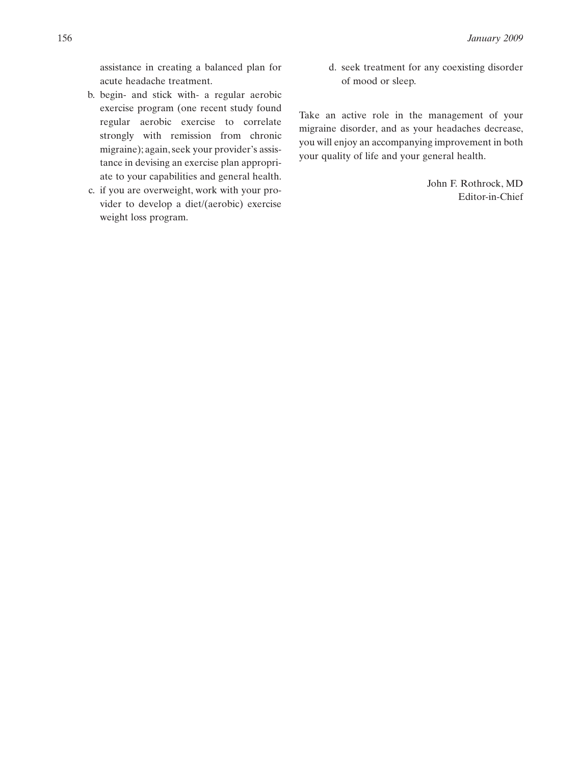assistance in creating a balanced plan for acute headache treatment.

b. begin- and stick with- a regular aerobic exercise program (one recent study found regular aerobic exercise to correlate strongly with remission from chronic migraine); again, seek your provider's assistance in devising an exercise plan appropriate to your capabilities and general health.
c. if you are overweight, work with your provider to develop a diet/(aerobic) exercise weight loss program.
d. seek treatment for any coexisting disorder of mood or sleep.

Take an active role in the management of your migraine disorder, and as your headaches decrease, you will enjoy an accompanying improvement in both your quality of life and your general health.

John F. Rothrock, MD
Editor-in-Chief